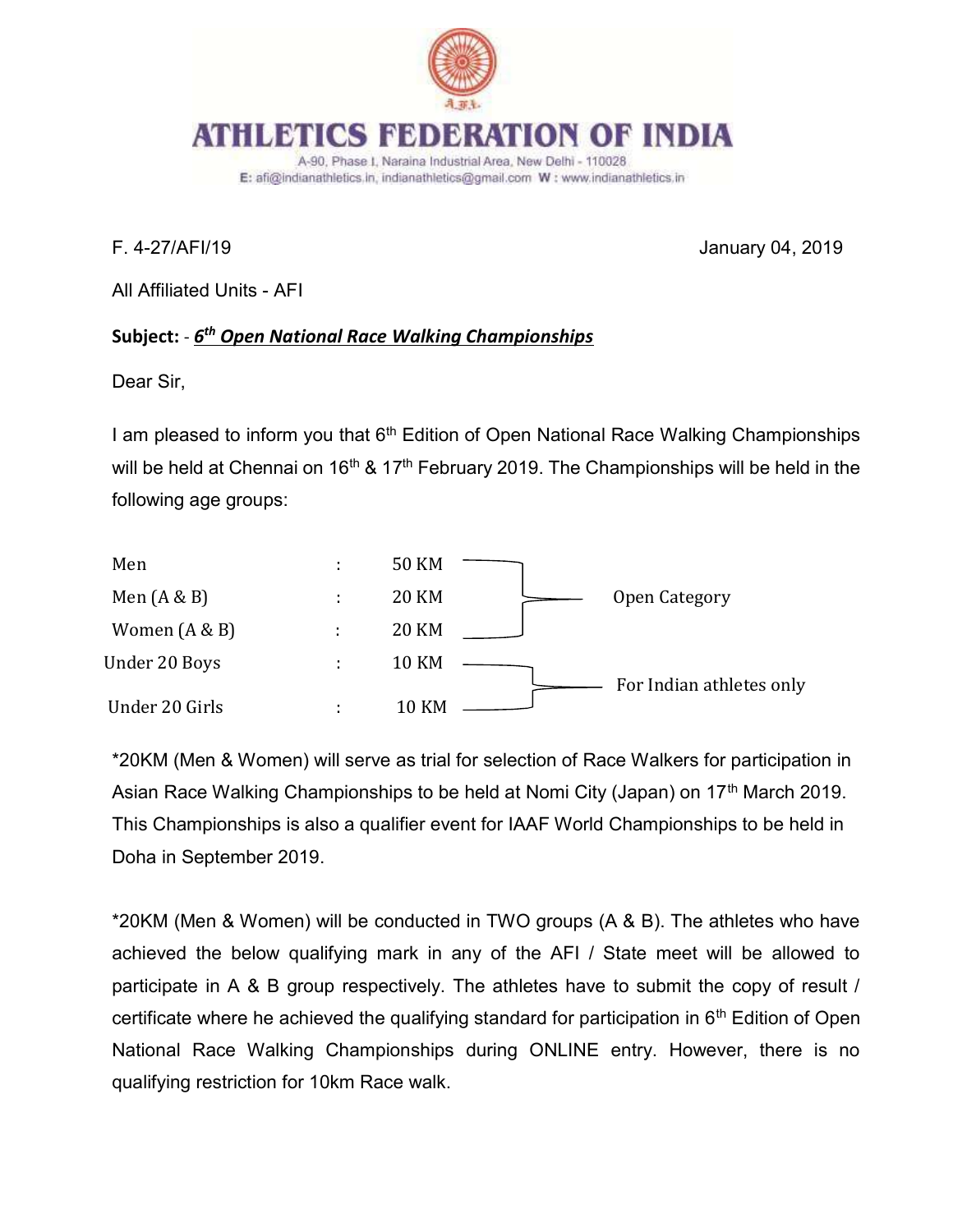# ATHLETICS FEDERATION OF INDIA

A-90, Phase I, Naraina Industrial Area, New Delhi - 110028
E: afi@indianathletics.in, indianathletics@gmail.com W : www.indianathletics.in

F. 4-27/AFI/19 January 04, 2019

All Affiliated Units - AFI

**Subject:** - ***6th Open National Race Walking Championships***

Dear Sir,

I am pleased to inform you that 6th Edition of Open National Race Walking Championships will be held at Chennai on 16th & 17th February 2019. The Championships will be held in the following age groups:

| Category | | Distance | |
|---|---|---|---|
| Men | : | 50 KM | Open Category |
| Men (A & B) | : | 20 KM | Open Category |
| Women (A & B) | : | 20 KM | Open Category |
| Under 20 Boys | : | 10 KM | For Indian athletes only |
| Under 20 Girls | : | 10 KM | For Indian athletes only |

*20KM (Men & Women) will serve as trial for selection of Race Walkers for participation in Asian Race Walking Championships to be held at Nomi City (Japan) on 17th March 2019. This Championships is also a qualifier event for IAAF World Championships to be held in Doha in September 2019.

*20KM (Men & Women) will be conducted in TWO groups (A & B). The athletes who have achieved the below qualifying mark in any of the AFI / State meet will be allowed to participate in A & B group respectively. The athletes have to submit the copy of result / certificate where he achieved the qualifying standard for participation in 6th Edition of Open National Race Walking Championships during ONLINE entry. However, there is no qualifying restriction for 10km Race walk.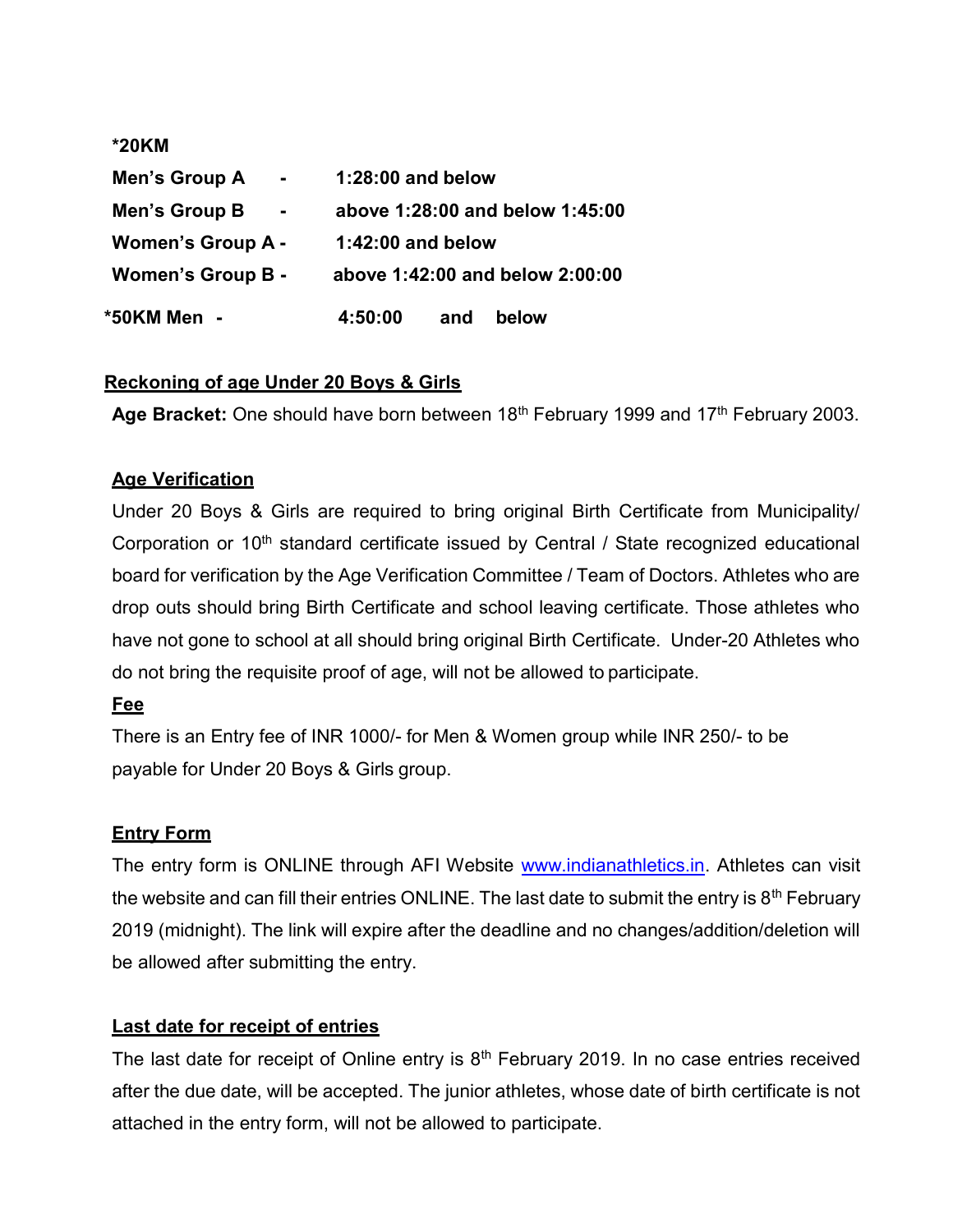**\*20KM**

| | | |
|---|---|---|
| **Men's Group A** | **-** | **1:28:00 and below** |
| **Men's Group B** | **-** | **above 1:28:00 and below 1:45:00** |
| **Women's Group A -** | | **1:42:00 and below** |
| **Women's Group B -** | | **above 1:42:00 and below 2:00:00** |
| **\*50KM Men -** | | **4:50:00 and below** |

**<u>Reckoning of age Under 20 Boys & Girls</u>**

**Age Bracket:** One should have born between 18th February 1999 and 17th February 2003.

**<u>Age Verification</u>**

Under 20 Boys & Girls are required to bring original Birth Certificate from Municipality/ Corporation or 10th standard certificate issued by Central / State recognized educational board for verification by the Age Verification Committee / Team of Doctors. Athletes who are drop outs should bring Birth Certificate and school leaving certificate. Those athletes who have not gone to school at all should bring original Birth Certificate. Under-20 Athletes who do not bring the requisite proof of age, will not be allowed to participate.

**<u>Fee</u>**

There is an Entry fee of INR 1000/- for Men & Women group while INR 250/- to be payable for Under 20 Boys & Girls group.

**<u>Entry Form</u>**

The entry form is ONLINE through AFI Website [www.indianathletics.in](http://www.indianathletics.in). Athletes can visit the website and can fill their entries ONLINE. The last date to submit the entry is 8th February 2019 (midnight). The link will expire after the deadline and no changes/addition/deletion will be allowed after submitting the entry.

**<u>Last date for receipt of entries</u>**

The last date for receipt of Online entry is 8th February 2019. In no case entries received after the due date, will be accepted. The junior athletes, whose date of birth certificate is not attached in the entry form, will not be allowed to participate.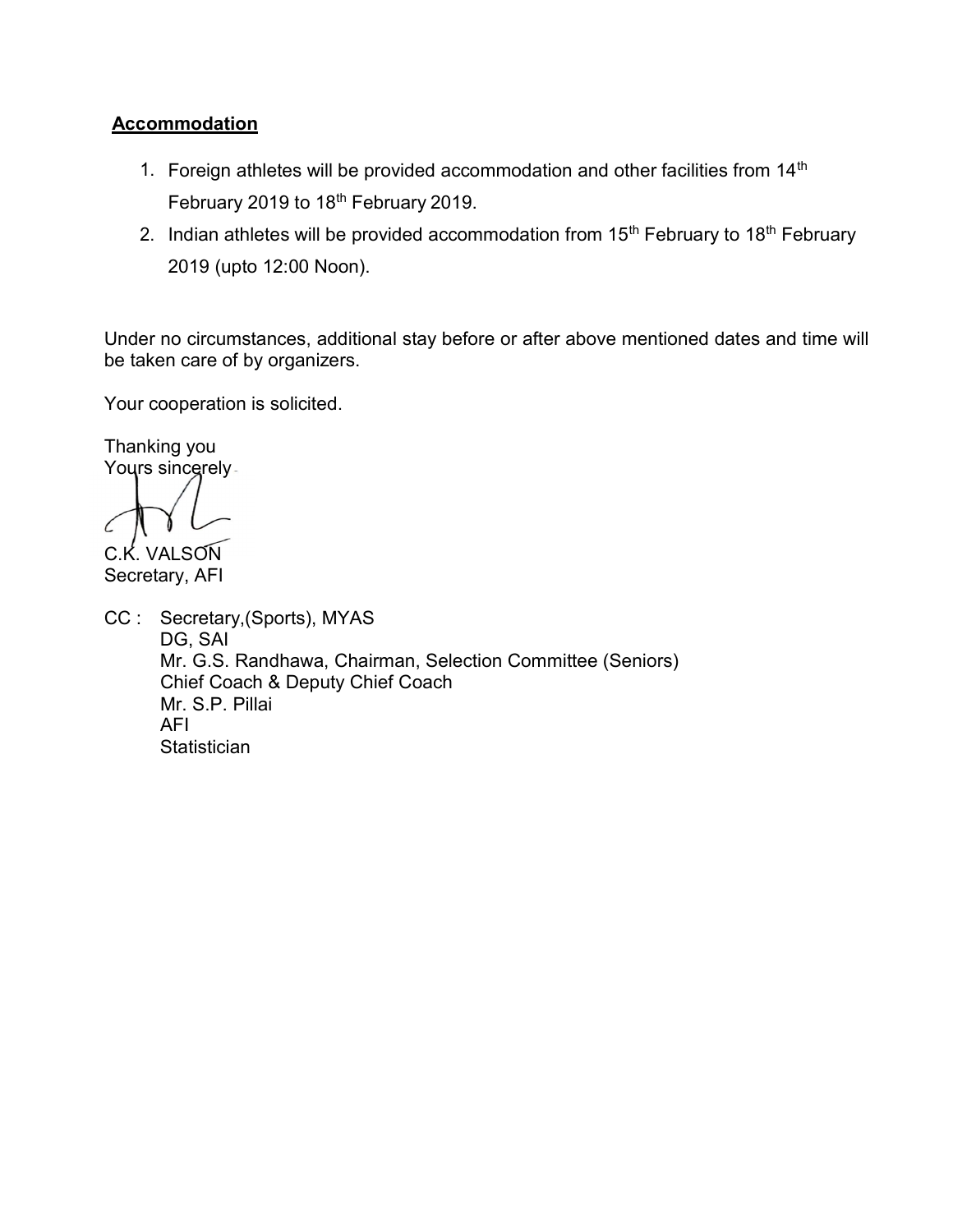**Accommodation**

1. Foreign athletes will be provided accommodation and other facilities from 14th February 2019 to 18th February 2019.
2. Indian athletes will be provided accommodation from 15th February to 18th February 2019 (upto 12:00 Noon).

Under no circumstances, additional stay before or after above mentioned dates and time will be taken care of by organizers.

Your cooperation is solicited.

Thanking you
Yours sincerely

C.K. VALSON
Secretary, AFI

CC : Secretary,(Sports), MYAS
DG, SAI
Mr. G.S. Randhawa, Chairman, Selection Committee (Seniors)
Chief Coach & Deputy Chief Coach
Mr. S.P. Pillai
AFI
Statistician